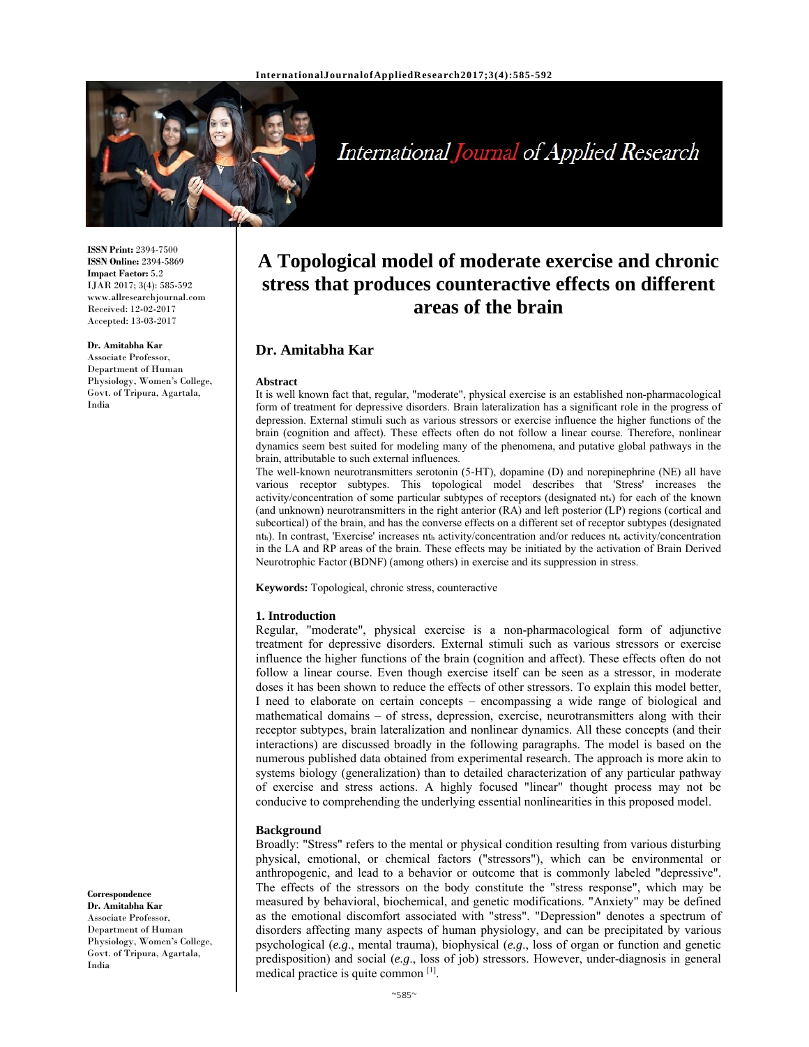**ISSN Print:** 2394-7500
**ISSN Online:** 2394-5869
**Impact Factor:** 5.2
IJAR 2017; 3(4): 585-592
www.allresearchjournal.com
Received: 12-02-2017
Accepted: 13-03-2017

**Dr. Amitabha Kar**
Associate Professor, Department of Human Physiology, Women's College, Govt. of Tripura, Agartala, India

**Correspondence**
**Dr. Amitabha Kar**
Associate Professor, Department of Human Physiology, Women's College, Govt. of Tripura, Agartala, India

# A Topological model of moderate exercise and chronic stress that produces counteractive effects on different areas of the brain

## Dr. Amitabha Kar

### Abstract

It is well known fact that, regular, "moderate", physical exercise is an established non-pharmacological form of treatment for depressive disorders. Brain lateralization has a significant role in the progress of depression. External stimuli such as various stressors or exercise influence the higher functions of the brain (cognition and affect). These effects often do not follow a linear course. Therefore, nonlinear dynamics seem best suited for modeling many of the phenomena, and putative global pathways in the brain, attributable to such external influences.

The well-known neurotransmitters serotonin (5-HT), dopamine (D) and norepinephrine (NE) all have various receptor subtypes. This topological model describes that 'Stress' increases the activity/concentration of some particular subtypes of receptors (designated $nt_s$) for each of the known (and unknown) neurotransmitters in the right anterior (RA) and left posterior (LP) regions (cortical and subcortical) of the brain, and has the converse effects on a different set of receptor subtypes (designated $nt_h$). In contrast, 'Exercise' increases $nt_h$ activity/concentration and/or reduces $nt_s$ activity/concentration in the LA and RP areas of the brain. These effects may be initiated by the activation of Brain Derived Neurotrophic Factor (BDNF) (among others) in exercise and its suppression in stress.

**Keywords:** Topological, chronic stress, counteractive

### 1. Introduction

Regular, "moderate", physical exercise is a non-pharmacological form of adjunctive treatment for depressive disorders. External stimuli such as various stressors or exercise influence the higher functions of the brain (cognition and affect). These effects often do not follow a linear course. Even though exercise itself can be seen as a stressor, in moderate doses it has been shown to reduce the effects of other stressors. To explain this model better, I need to elaborate on certain concepts – encompassing a wide range of biological and mathematical domains – of stress, depression, exercise, neurotransmitters along with their receptor subtypes, brain lateralization and nonlinear dynamics. All these concepts (and their interactions) are discussed broadly in the following paragraphs. The model is based on the numerous published data obtained from experimental research. The approach is more akin to systems biology (generalization) than to detailed characterization of any particular pathway of exercise and stress actions. A highly focused "linear" thought process may not be conducive to comprehending the underlying essential nonlinearities in this proposed model.

### Background

Broadly: "Stress" refers to the mental or physical condition resulting from various disturbing physical, emotional, or chemical factors ("stressors"), which can be environmental or anthropogenic, and lead to a behavior or outcome that is commonly labeled "depressive". The effects of the stressors on the body constitute the "stress response", which may be measured by behavioral, biochemical, and genetic modifications. "Anxiety" may be defined as the emotional discomfort associated with "stress". "Depression" denotes a spectrum of disorders affecting many aspects of human physiology, and can be precipitated by various psychological (*e.g.*, mental trauma), biophysical (*e.g.*, loss of organ or function and genetic predisposition) and social (*e.g.*, loss of job) stressors. However, under-diagnosis in general medical practice is quite common [1].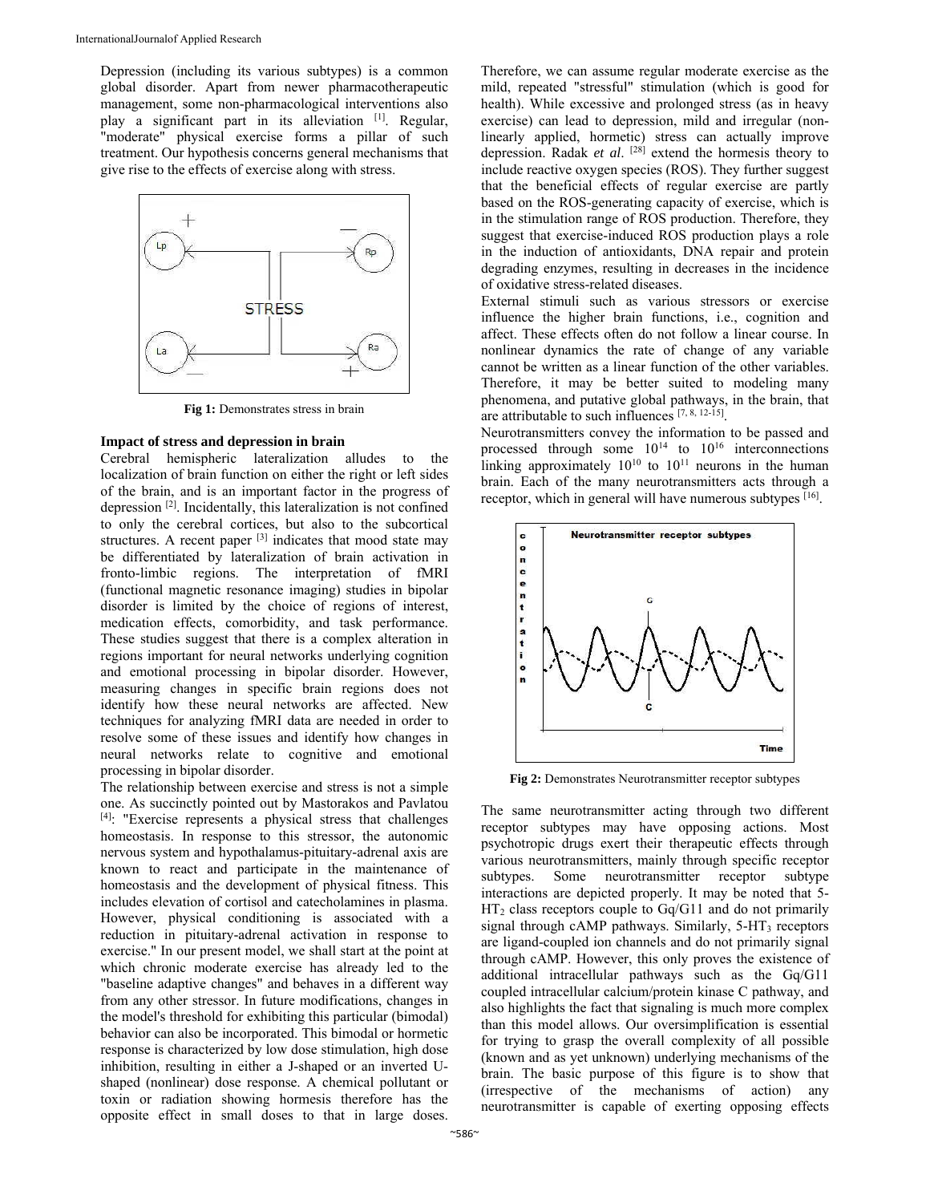Depression (including its various subtypes) is a common global disorder. Apart from newer pharmacotherapeutic management, some non-pharmacological interventions also play a significant part in its alleviation [1]. Regular, "moderate" physical exercise forms a pillar of such treatment. Our hypothesis concerns general mechanisms that give rise to the effects of exercise along with stress.

**Fig 1:** Demonstrates stress in brain

### Impact of stress and depression in brain

Cerebral hemispheric lateralization alludes to the localization of brain function on either the right or left sides of the brain, and is an important factor in the progress of depression [2]. Incidentally, this lateralization is not confined to only the cerebral cortices, but also to the subcortical structures. A recent paper [3] indicates that mood state may be differentiated by lateralization of brain activation in fronto-limbic regions. The interpretation of fMRI (functional magnetic resonance imaging) studies in bipolar disorder is limited by the choice of regions of interest, medication effects, comorbidity, and task performance. These studies suggest that there is a complex alteration in regions important for neural networks underlying cognition and emotional processing in bipolar disorder. However, measuring changes in specific brain regions does not identify how these neural networks are affected. New techniques for analyzing fMRI data are needed in order to resolve some of these issues and identify how changes in neural networks relate to cognitive and emotional processing in bipolar disorder.

The relationship between exercise and stress is not a simple one. As succinctly pointed out by Mastorakos and Pavlatou [4]: "Exercise represents a physical stress that challenges homeostasis. In response to this stressor, the autonomic nervous system and hypothalamus-pituitary-adrenal axis are known to react and participate in the maintenance of homeostasis and the development of physical fitness. This includes elevation of cortisol and catecholamines in plasma. However, physical conditioning is associated with a reduction in pituitary-adrenal activation in response to exercise." In our present model, we shall start at the point at which chronic moderate exercise has already led to the "baseline adaptive changes" and behaves in a different way from any other stressor. In future modifications, changes in the model's threshold for exhibiting this particular (bimodal) behavior can also be incorporated. This bimodal or hormetic response is characterized by low dose stimulation, high dose inhibition, resulting in either a J-shaped or an inverted U-shaped (nonlinear) dose response. A chemical pollutant or toxin or radiation showing hormesis therefore has the opposite effect in small doses to that in large doses. Therefore, we can assume regular moderate exercise as the mild, repeated "stressful" stimulation (which is good for health). While excessive and prolonged stress (as in heavy exercise) can lead to depression, mild and irregular (non-linearly applied, hormetic) stress can actually improve depression. Radak *et al*. [28] extend the hormesis theory to include reactive oxygen species (ROS). They further suggest that the beneficial effects of regular exercise are partly based on the ROS-generating capacity of exercise, which is in the stimulation range of ROS production. Therefore, they suggest that exercise-induced ROS production plays a role in the induction of antioxidants, DNA repair and protein degrading enzymes, resulting in decreases in the incidence of oxidative stress-related diseases.

External stimuli such as various stressors or exercise influence the higher brain functions, i.e., cognition and affect. These effects often do not follow a linear course. In nonlinear dynamics the rate of change of any variable cannot be written as a linear function of the other variables. Therefore, it may be better suited to modeling many phenomena, and putative global pathways, in the brain, that are attributable to such influences [7, 8, 12-15].

Neurotransmitters convey the information to be passed and processed through some $10^{14}$ to $10^{16}$ interconnections linking approximately $10^{10}$ to $10^{11}$ neurons in the human brain. Each of the many neurotransmitters acts through a receptor, which in general will have numerous subtypes [16].

**Fig 2:** Demonstrates Neurotransmitter receptor subtypes

The same neurotransmitter acting through two different receptor subtypes may have opposing actions. Most psychotropic drugs exert their therapeutic effects through various neurotransmitters, mainly through specific receptor subtypes. Some neurotransmitter receptor subtype interactions are depicted properly. It may be noted that 5-$HT_2$ class receptors couple to Gq/G11 and do not primarily signal through cAMP pathways. Similarly, 5-$HT_3$ receptors are ligand-coupled ion channels and do not primarily signal through cAMP. However, this only proves the existence of additional intracellular pathways such as the Gq/G11 coupled intracellular calcium/protein kinase C pathway, and also highlights the fact that signaling is much more complex than this model allows. Our oversimplification is essential for trying to grasp the overall complexity of all possible (known and as yet unknown) underlying mechanisms of the brain. The basic purpose of this figure is to show that (irrespective of the mechanisms of action) any neurotransmitter is capable of exerting opposing effects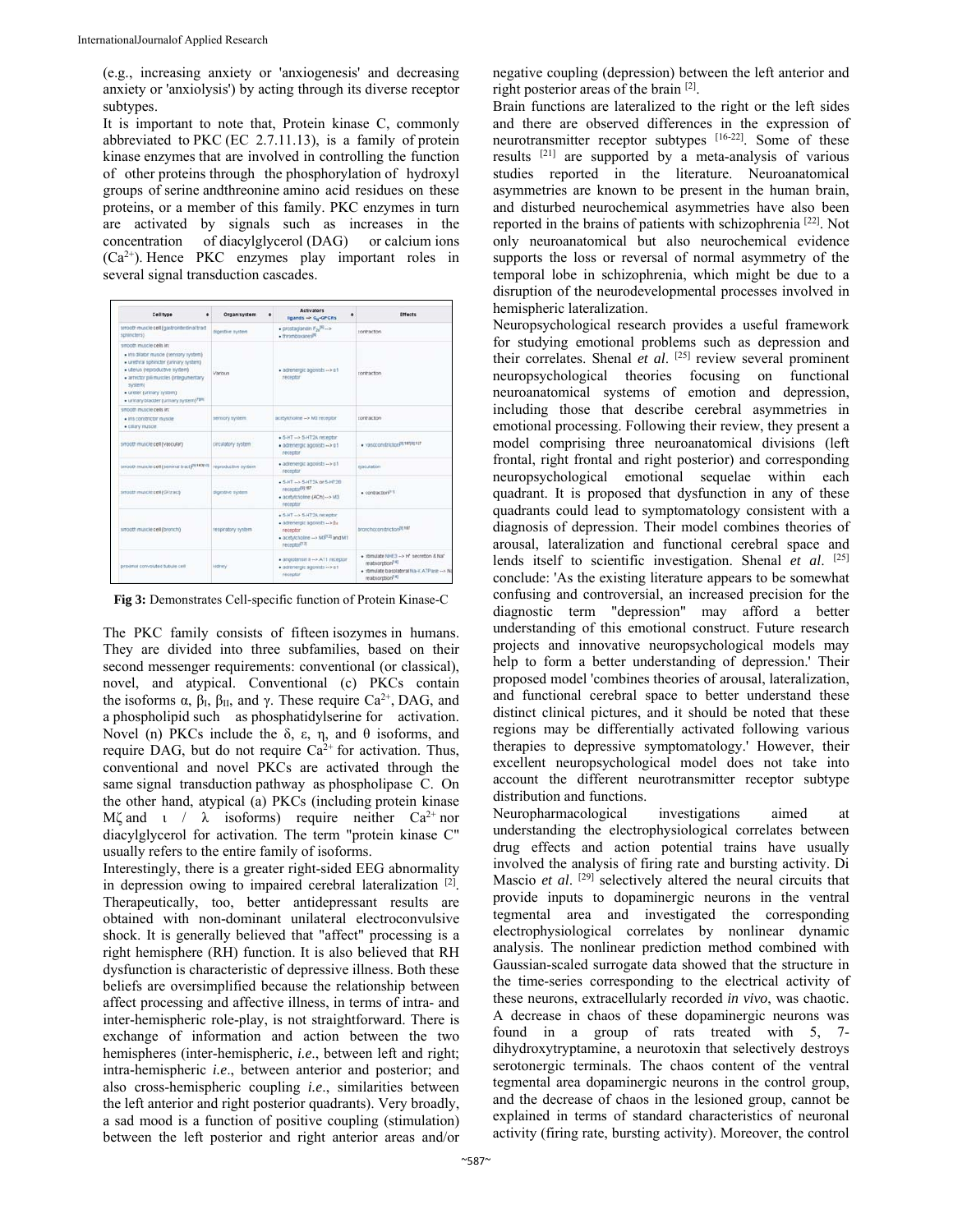(e.g., increasing anxiety or 'anxiogenesis' and decreasing anxiety or 'anxiolysis') by acting through its diverse receptor subtypes.

It is important to note that, Protein kinase C, commonly abbreviated to PKC (EC 2.7.11.13), is a family of protein kinase enzymes that are involved in controlling the function of other proteins through the phosphorylation of hydroxyl groups of serine andthreonine amino acid residues on these proteins, or a member of this family. PKC enzymes in turn are activated by signals such as increases in the concentration of diacylglycerol (DAG) or calcium ions ($Ca^{2+}$). Hence PKC enzymes play important roles in several signal transduction cascades.

| Cell type | Organ system | Activators ligands → $G_q$-GPCRs | Effects |
|---|---|---|---|
| smooth muscle cell (gastrointestinal tract sphincters) | digestive system | • prostaglandin $F_{2\alpha}$ → • thromboxanes | contraction |
| smooth muscle cells in: • iris dilator muscle (sensory system) • urethral sphincter (urinary system) • uterus (reproductive system) • arrector pili muscles (integumentary system) • ureter (urinary system) • urinary bladder (urinary system) | Various | • adrenergic agonists → α1 receptor | contraction |
| smooth muscle cells in: • iris constrictor muscle • ciliary muscle | sensory system | acetylcholine → M3 receptor | contraction |
| smooth muscle cell (vascular) | circulatory system | • 5-HT → 5-HT2A receptor • adrenergic agonists → α1 receptor | • vasoconstriction |
| smooth muscle cell (seminal tract) | reproductive system | • adrenergic agonists → α1 receptor | ejaculation |
| smooth muscle cell (GI tract) | digestive system | • 5-HT → 5-HT2A or 5-HT2B receptor • acetylcholine (ACh) → M3 receptor | • contraction |
| smooth muscle cell (bronchi) | respiratory system | • 5-HT → 5-HT2A receptor • adrenergic agonists → β2 receptor • acetylcholine → M3 and M1 receptor | bronchoconstriction |
| proximal convoluted tubule cell | kidney | • angiotensin II → AT1 receptor • adrenergic agonists → α1 receptor | • stimulate NHE3 → $H^+$ secretion & $Na^+$ reabsorption • stimulate basolateral Na-K ATPase → $Na^+$ reabsorption |

**Fig 3:** Demonstrates Cell-specific function of Protein Kinase-C

The PKC family consists of fifteen isozymes in humans. They are divided into three subfamilies, based on their second messenger requirements: conventional (or classical), novel, and atypical. Conventional (c) PKCs contain the isoforms α, $\beta_I$, $\beta_{II}$, and γ. These require $Ca^{2+}$, DAG, and a phospholipid such as phosphatidylserine for activation. Novel (n) PKCs include the δ, ε, η, and θ isoforms, and require DAG, but do not require $Ca^{2+}$ for activation. Thus, conventional and novel PKCs are activated through the same signal transduction pathway as phospholipase C. On the other hand, atypical (a) PKCs (including protein kinase Mζ and ι / λ isoforms) require neither $Ca^{2+}$ nor diacylglycerol for activation. The term "protein kinase C" usually refers to the entire family of isoforms.

Interestingly, there is a greater right-sided EEG abnormality in depression owing to impaired cerebral lateralization [2]. Therapeutically, too, better antidepressant results are obtained with non-dominant unilateral electroconvulsive shock. It is generally believed that "affect" processing is a right hemisphere (RH) function. It is also believed that RH dysfunction is characteristic of depressive illness. Both these beliefs are oversimplified because the relationship between affect processing and affective illness, in terms of intra- and inter-hemispheric role-play, is not straightforward. There is exchange of information and action between the two hemispheres (inter-hemispheric, *i.e*., between left and right; intra-hemispheric *i.e*., between anterior and posterior; and also cross-hemispheric coupling *i.e*., similarities between the left anterior and right posterior quadrants). Very broadly, a sad mood is a function of positive coupling (stimulation) between the left posterior and right anterior areas and/or negative coupling (depression) between the left anterior and right posterior areas of the brain [2].

Brain functions are lateralized to the right or the left sides and there are observed differences in the expression of neurotransmitter receptor subtypes [16-22]. Some of these results [21] are supported by a meta-analysis of various studies reported in the literature. Neuroanatomical asymmetries are known to be present in the human brain, and disturbed neurochemical asymmetries have also been reported in the brains of patients with schizophrenia [22]. Not only neuroanatomical but also neurochemical evidence supports the loss or reversal of normal asymmetry of the temporal lobe in schizophrenia, which might be due to a disruption of the neurodevelopmental processes involved in hemispheric lateralization.

Neuropsychological research provides a useful framework for studying emotional problems such as depression and their correlates. Shenal *et al*. [25] review several prominent neuropsychological theories focusing on functional neuroanatomical systems of emotion and depression, including those that describe cerebral asymmetries in emotional processing. Following their review, they present a model comprising three neuroanatomical divisions (left frontal, right frontal and right posterior) and corresponding neuropsychological emotional sequelae within each quadrant. It is proposed that dysfunction in any of these quadrants could lead to symptomatology consistent with a diagnosis of depression. Their model combines theories of arousal, lateralization and functional cerebral space and lends itself to scientific investigation. Shenal *et al*. [25] conclude: 'As the existing literature appears to be somewhat confusing and controversial, an increased precision for the diagnostic term "depression" may afford a better understanding of this emotional construct. Future research projects and innovative neuropsychological models may help to form a better understanding of depression.' Their proposed model 'combines theories of arousal, lateralization, and functional cerebral space to better understand these distinct clinical pictures, and it should be noted that these regions may be differentially activated following various therapies to depressive symptomatology.' However, their excellent neuropsychological model does not take into account the different neurotransmitter receptor subtype distribution and functions.

Neuropharmacological investigations aimed at understanding the electrophysiological correlates between drug effects and action potential trains have usually involved the analysis of firing rate and bursting activity. Di Mascio *et al*. [29] selectively altered the neural circuits that provide inputs to dopaminergic neurons in the ventral tegmental area and investigated the corresponding electrophysiological correlates by nonlinear dynamic analysis. The nonlinear prediction method combined with Gaussian-scaled surrogate data showed that the structure in the time-series corresponding to the electrical activity of these neurons, extracellularly recorded *in vivo*, was chaotic. A decrease in chaos of these dopaminergic neurons was found in a group of rats treated with 5, 7-dihydroxytryptamine, a neurotoxin that selectively destroys serotonergic terminals. The chaos content of the ventral tegmental area dopaminergic neurons in the control group, and the decrease of chaos in the lesioned group, cannot be explained in terms of standard characteristics of neuronal activity (firing rate, bursting activity). Moreover, the control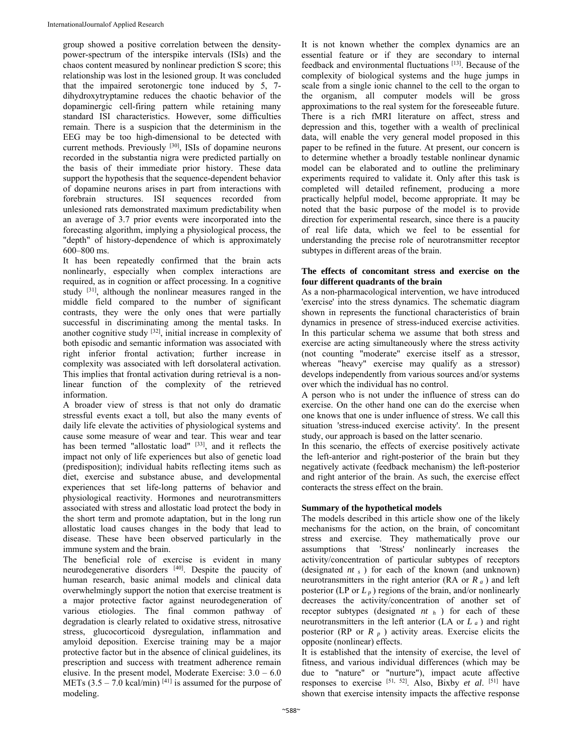group showed a positive correlation between the density-power-spectrum of the interspike intervals (ISIs) and the chaos content measured by nonlinear prediction S score; this relationship was lost in the lesioned group. It was concluded that the impaired serotonergic tone induced by 5, 7-dihydroxytryptamine reduces the chaotic behavior of the dopaminergic cell-firing pattern while retaining many standard ISI characteristics. However, some difficulties remain. There is a suspicion that the determinism in the EEG may be too high-dimensional to be detected with current methods. Previously [30], ISIs of dopamine neurons recorded in the substantia nigra were predicted partially on the basis of their immediate prior history. These data support the hypothesis that the sequence-dependent behavior of dopamine neurons arises in part from interactions with forebrain structures. ISI sequences recorded from unlesioned rats demonstrated maximum predictability when an average of 3.7 prior events were incorporated into the forecasting algorithm, implying a physiological process, the "depth" of history-dependence of which is approximately 600–800 ms.

It has been repeatedly confirmed that the brain acts nonlinearly, especially when complex interactions are required, as in cognition or affect processing. In a cognitive study [31], although the nonlinear measures ranged in the middle field compared to the number of significant contrasts, they were the only ones that were partially successful in discriminating among the mental tasks. In another cognitive study [32], initial increase in complexity of both episodic and semantic information was associated with right inferior frontal activation; further increase in complexity was associated with left dorsolateral activation. This implies that frontal activation during retrieval is a non-linear function of the complexity of the retrieved information.

A broader view of stress is that not only do dramatic stressful events exact a toll, but also the many events of daily life elevate the activities of physiological systems and cause some measure of wear and tear. This wear and tear has been termed "allostatic load" [33], and it reflects the impact not only of life experiences but also of genetic load (predisposition); individual habits reflecting items such as diet, exercise and substance abuse, and developmental experiences that set life-long patterns of behavior and physiological reactivity. Hormones and neurotransmitters associated with stress and allostatic load protect the body in the short term and promote adaptation, but in the long run allostatic load causes changes in the body that lead to disease. These have been observed particularly in the immune system and the brain.

The beneficial role of exercise is evident in many neurodegenerative disorders [40]. Despite the paucity of human research, basic animal models and clinical data overwhelmingly support the notion that exercise treatment is a major protective factor against neurodegeneration of various etiologies. The final common pathway of degradation is clearly related to oxidative stress, nitrosative stress, glucocorticoid dysregulation, inflammation and amyloid deposition. Exercise training may be a major protective factor but in the absence of clinical guidelines, its prescription and success with treatment adherence remain elusive. In the present model, Moderate Exercise: 3.0 – 6.0 METs (3.5 – 7.0 kcal/min) [41] is assumed for the purpose of modeling.

It is not known whether the complex dynamics are an essential feature or if they are secondary to internal feedback and environmental fluctuations [13]. Because of the complexity of biological systems and the huge jumps in scale from a single ionic channel to the cell to the organ to the organism, all computer models will be gross approximations to the real system for the foreseeable future. There is a rich fMRI literature on affect, stress and depression and this, together with a wealth of preclinical data, will enable the very general model proposed in this paper to be refined in the future. At present, our concern is to determine whether a broadly testable nonlinear dynamic model can be elaborated and to outline the preliminary experiments required to validate it. Only after this task is completed will detailed refinement, producing a more practically helpful model, become appropriate. It may be noted that the basic purpose of the model is to provide direction for experimental research, since there is a paucity of real life data, which we feel to be essential for understanding the precise role of neurotransmitter receptor subtypes in different areas of the brain.

### The effects of concomitant stress and exercise on the four different quadrants of the brain

As a non-pharmacological intervention, we have introduced 'exercise' into the stress dynamics. The schematic diagram shown in represents the functional characteristics of brain dynamics in presence of stress-induced exercise activities. In this particular schema we assume that both stress and exercise are acting simultaneously where the stress activity (not counting "moderate" exercise itself as a stressor, whereas "heavy" exercise may qualify as a stressor) develops independently from various sources and/or systems over which the individual has no control.

A person who is not under the influence of stress can do exercise. On the other hand one can do the exercise when one knows that one is under influence of stress. We call this situation 'stress-induced exercise activity'. In the present study, our approach is based on the latter scenario.

In this scenario, the effects of exercise positively activate the left-anterior and right-posterior of the brain but they negatively activate (feedback mechanism) the left-posterior and right anterior of the brain. As such, the exercise effect conteracts the stress effect on the brain.

### Summary of the hypothetical models

The models described in this article show one of the likely mechanisms for the action, on the brain, of concomitant stress and exercise. They mathematically prove our assumptions that 'Stress' nonlinearly increases the activity/concentration of particular subtypes of receptors (designated $nt_s$) for each of the known (and unknown) neurotransmitters in the right anterior (RA or $R_a$) and left posterior (LP or $L_p$) regions of the brain, and/or nonlinearly decreases the activity/concentration of another set of receptor subtypes (designated $nt_h$) for each of these neurotransmitters in the left anterior (LA or $L_a$) and right posterior (RP or $R_p$) activity areas. Exercise elicits the opposite (nonlinear) effects.

It is established that the intensity of exercise, the level of fitness, and various individual differences (which may be due to "nature" or "nurture"), impact acute affective responses to exercise [51, 52]. Also, Bixby *et al*. [51] have shown that exercise intensity impacts the affective response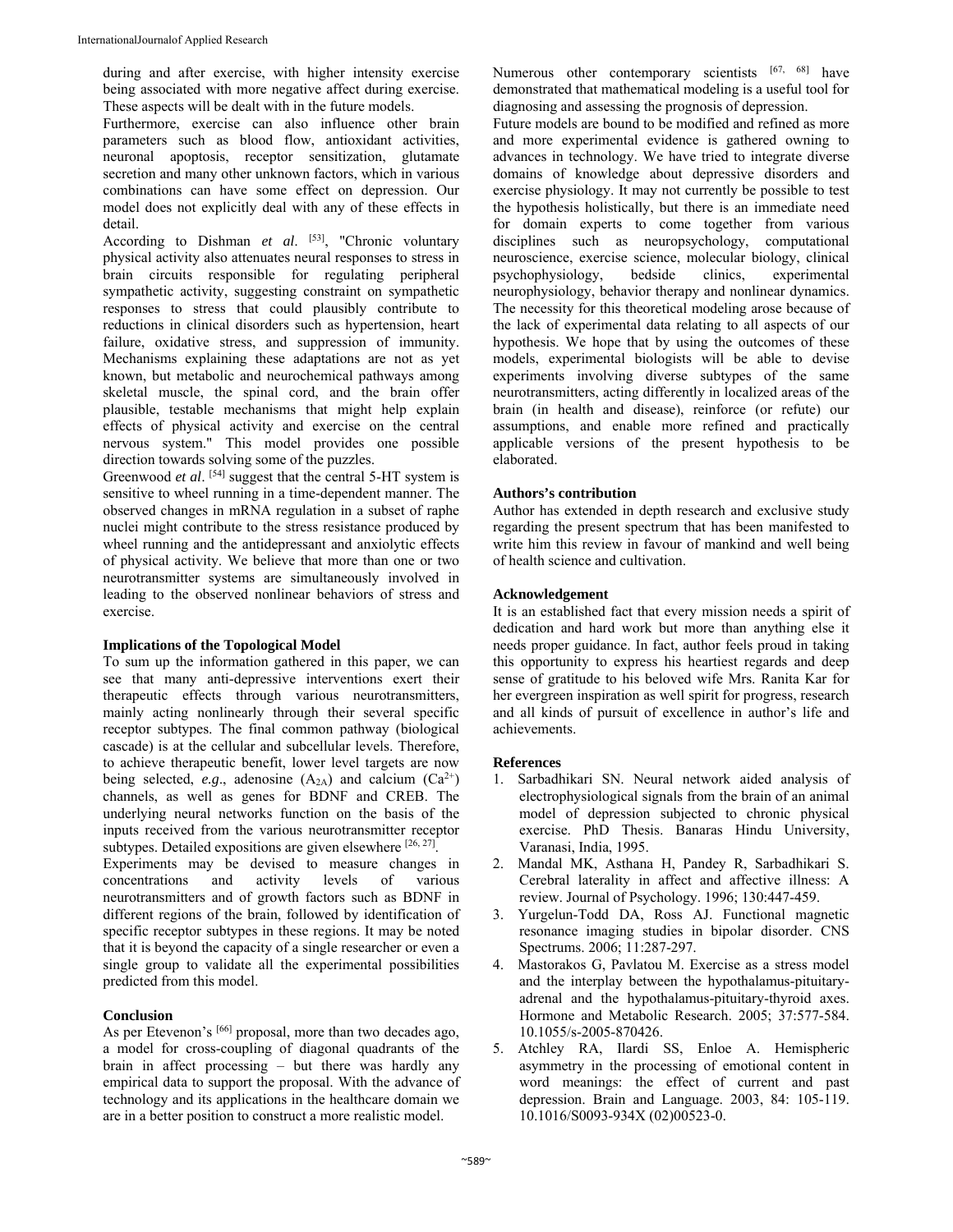during and after exercise, with higher intensity exercise being associated with more negative affect during exercise. These aspects will be dealt with in the future models.

Furthermore, exercise can also influence other brain parameters such as blood flow, antioxidant activities, neuronal apoptosis, receptor sensitization, glutamate secretion and many other unknown factors, which in various combinations can have some effect on depression. Our model does not explicitly deal with any of these effects in detail.

According to Dishman *et al*. [53], "Chronic voluntary physical activity also attenuates neural responses to stress in brain circuits responsible for regulating peripheral sympathetic activity, suggesting constraint on sympathetic responses to stress that could plausibly contribute to reductions in clinical disorders such as hypertension, heart failure, oxidative stress, and suppression of immunity. Mechanisms explaining these adaptations are not as yet known, but metabolic and neurochemical pathways among skeletal muscle, the spinal cord, and the brain offer plausible, testable mechanisms that might help explain effects of physical activity and exercise on the central nervous system." This model provides one possible direction towards solving some of the puzzles.

Greenwood *et al*. [54] suggest that the central 5-HT system is sensitive to wheel running in a time-dependent manner. The observed changes in mRNA regulation in a subset of raphe nuclei might contribute to the stress resistance produced by wheel running and the antidepressant and anxiolytic effects of physical activity. We believe that more than one or two neurotransmitter systems are simultaneously involved in leading to the observed nonlinear behaviors of stress and exercise.

**Implications of the Topological Model**

To sum up the information gathered in this paper, we can see that many anti-depressive interventions exert their therapeutic effects through various neurotransmitters, mainly acting nonlinearly through their several specific receptor subtypes. The final common pathway (biological cascade) is at the cellular and subcellular levels. Therefore, to achieve therapeutic benefit, lower level targets are now being selected, *e.g*., adenosine ($A_{2A}$) and calcium ($Ca^{2+}$) channels, as well as genes for BDNF and CREB. The underlying neural networks function on the basis of the inputs received from the various neurotransmitter receptor subtypes. Detailed expositions are given elsewhere [26, 27].

Experiments may be devised to measure changes in concentrations and activity levels of various neurotransmitters and of growth factors such as BDNF in different regions of the brain, followed by identification of specific receptor subtypes in these regions. It may be noted that it is beyond the capacity of a single researcher or even a single group to validate all the experimental possibilities predicted from this model.

**Conclusion**

As per Etevenon's [66] proposal, more than two decades ago, a model for cross-coupling of diagonal quadrants of the brain in affect processing – but there was hardly any empirical data to support the proposal. With the advance of technology and its applications in the healthcare domain we are in a better position to construct a more realistic model.

Numerous other contemporary scientists [67, 68] have demonstrated that mathematical modeling is a useful tool for diagnosing and assessing the prognosis of depression.

Future models are bound to be modified and refined as more and more experimental evidence is gathered owning to advances in technology. We have tried to integrate diverse domains of knowledge about depressive disorders and exercise physiology. It may not currently be possible to test the hypothesis holistically, but there is an immediate need for domain experts to come together from various disciplines such as neuropsychology, computational neuroscience, exercise science, molecular biology, clinical psychophysiology, bedside clinics, experimental neurophysiology, behavior therapy and nonlinear dynamics. The necessity for this theoretical modeling arose because of the lack of experimental data relating to all aspects of our hypothesis. We hope that by using the outcomes of these models, experimental biologists will be able to devise experiments involving diverse subtypes of the same neurotransmitters, acting differently in localized areas of the brain (in health and disease), reinforce (or refute) our assumptions, and enable more refined and practically applicable versions of the present hypothesis to be elaborated.

**Authors's contribution**

Author has extended in depth research and exclusive study regarding the present spectrum that has been manifested to write him this review in favour of mankind and well being of health science and cultivation.

**Acknowledgement**

It is an established fact that every mission needs a spirit of dedication and hard work but more than anything else it needs proper guidance. In fact, author feels proud in taking this opportunity to express his heartiest regards and deep sense of gratitude to his beloved wife Mrs. Ranita Kar for her evergreen inspiration as well spirit for progress, research and all kinds of pursuit of excellence in author's life and achievements.

**References**

1. Sarbadhikari SN. Neural network aided analysis of electrophysiological signals from the brain of an animal model of depression subjected to chronic physical exercise. PhD Thesis. Banaras Hindu University, Varanasi, India, 1995.
2. Mandal MK, Asthana H, Pandey R, Sarbadhikari S. Cerebral laterality in affect and affective illness: A review. Journal of Psychology. 1996; 130:447-459.
3. Yurgelun-Todd DA, Ross AJ. Functional magnetic resonance imaging studies in bipolar disorder. CNS Spectrums. 2006; 11:287-297.
4. Mastorakos G, Pavlatou M. Exercise as a stress model and the interplay between the hypothalamus-pituitary-adrenal and the hypothalamus-pituitary-thyroid axes. Hormone and Metabolic Research. 2005; 37:577-584. 10.1055/s-2005-870426.
5. Atchley RA, Ilardi SS, Enloe A. Hemispheric asymmetry in the processing of emotional content in word meanings: the effect of current and past depression. Brain and Language. 2003, 84: 105-119. 10.1016/S0093-934X (02)00523-0.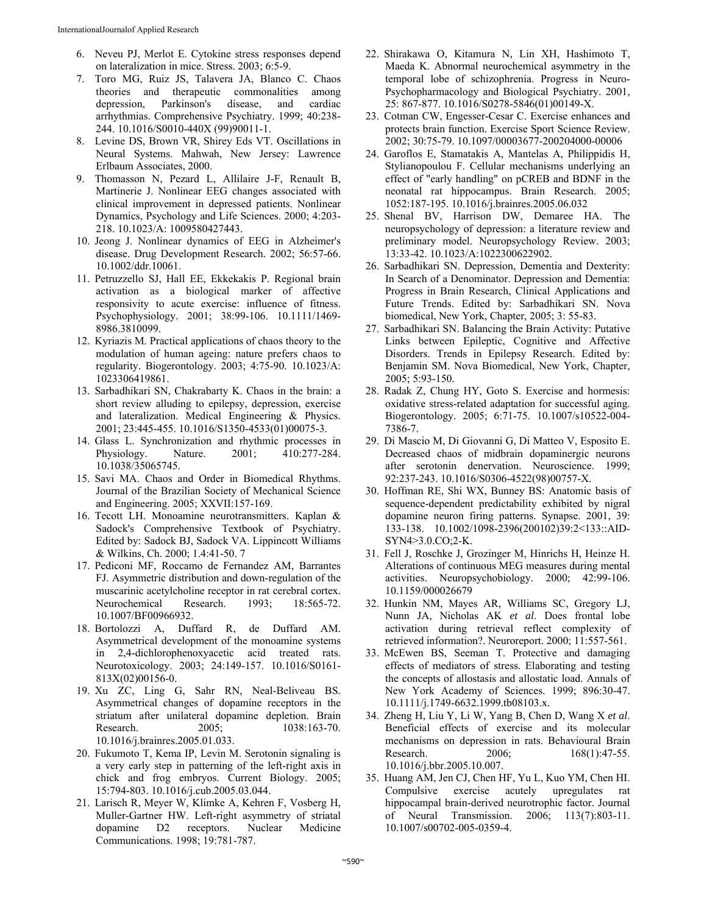6. Neveu PJ, Merlot E. Cytokine stress responses depend on lateralization in mice. Stress. 2003; 6:5-9.
7. Toro MG, Ruiz JS, Talavera JA, Blanco C. Chaos theories and therapeutic commonalities among depression, Parkinson's disease, and cardiac arrhythmias. Comprehensive Psychiatry. 1999; 40:238-244. 10.1016/S0010-440X (99)90011-1.
8. Levine DS, Brown VR, Shirey Eds VT. Oscillations in Neural Systems. Mahwah, New Jersey: Lawrence Erlbaum Associates, 2000.
9. Thomasson N, Pezard L, Allilaire J-F, Renault B, Martinerie J. Nonlinear EEG changes associated with clinical improvement in depressed patients. Nonlinear Dynamics, Psychology and Life Sciences. 2000; 4:203-218. 10.1023/A: 1009580427443.
10. Jeong J. Nonlinear dynamics of EEG in Alzheimer's disease. Drug Development Research. 2002; 56:57-66. 10.1002/ddr.10061.
11. Petruzzello SJ, Hall EE, Ekkekakis P. Regional brain activation as a biological marker of affective responsivity to acute exercise: influence of fitness. Psychophysiology. 2001; 38:99-106. 10.1111/1469-8986.3810099.
12. Kyriazis M. Practical applications of chaos theory to the modulation of human ageing: nature prefers chaos to regularity. Biogerontology. 2003; 4:75-90. 10.1023/A: 1023306419861.
13. Sarbadhikari SN, Chakrabarty K. Chaos in the brain: a short review alluding to epilepsy, depression, exercise and lateralization. Medical Engineering & Physics. 2001; 23:445-455. 10.1016/S1350-4533(01)00075-3.
14. Glass L. Synchronization and rhythmic processes in Physiology. Nature. 2001; 410:277-284. 10.1038/35065745.
15. Savi MA. Chaos and Order in Biomedical Rhythms. Journal of the Brazilian Society of Mechanical Science and Engineering. 2005; XXVII:157-169.
16. Tecott LH. Monoamine neurotransmitters. Kaplan & Sadock's Comprehensive Textbook of Psychiatry. Edited by: Sadock BJ, Sadock VA. Lippincott Williams & Wilkins, Ch. 2000; 1.4:41-50. 7
17. Pediconi MF, Roccamo de Fernandez AM, Barrantes FJ. Asymmetric distribution and down-regulation of the muscarinic acetylcholine receptor in rat cerebral cortex. Neurochemical Research. 1993; 18:565-72. 10.1007/BF00966932.
18. Bortolozzi A, Duffard R, de Duffard AM. Asymmetrical development of the monoamine systems in 2,4-dichlorophenoxyacetic acid treated rats. Neurotoxicology. 2003; 24:149-157. 10.1016/S0161-813X(02)00156-0.
19. Xu ZC, Ling G, Sahr RN, Neal-Beliveau BS. Asymmetrical changes of dopamine receptors in the striatum after unilateral dopamine depletion. Brain Research. 2005; 1038:163-70. 10.1016/j.brainres.2005.01.033.
20. Fukumoto T, Kema IP, Levin M. Serotonin signaling is a very early step in patterning of the left-right axis in chick and frog embryos. Current Biology. 2005; 15:794-803. 10.1016/j.cub.2005.03.044.
21. Larisch R, Meyer W, Klimke A, Kehren F, Vosberg H, Muller-Gartner HW. Left-right asymmetry of striatal dopamine D2 receptors. Nuclear Medicine Communications. 1998; 19:781-787.
22. Shirakawa O, Kitamura N, Lin XH, Hashimoto T, Maeda K. Abnormal neurochemical asymmetry in the temporal lobe of schizophrenia. Progress in Neuro-Psychopharmacology and Biological Psychiatry. 2001, 25: 867-877. 10.1016/S0278-5846(01)00149-X.
23. Cotman CW, Engesser-Cesar C. Exercise enhances and protects brain function. Exercise Sport Science Review. 2002; 30:75-79. 10.1097/00003677-200204000-00006
24. Garoflos E, Stamatakis A, Mantelas A, Philippidis H, Stylianopoulou F. Cellular mechanisms underlying an effect of "early handling" on pCREB and BDNF in the neonatal rat hippocampus. Brain Research. 2005; 1052:187-195. 10.1016/j.brainres.2005.06.032
25. Shenal BV, Harrison DW, Demaree HA. The neuropsychology of depression: a literature review and preliminary model. Neuropsychology Review. 2003; 13:33-42. 10.1023/A:1022300622902.
26. Sarbadhikari SN. Depression, Dementia and Dexterity: In Search of a Denominator. Depression and Dementia: Progress in Brain Research, Clinical Applications and Future Trends. Edited by: Sarbadhikari SN. Nova biomedical, New York, Chapter, 2005; 3: 55-83.
27. Sarbadhikari SN. Balancing the Brain Activity: Putative Links between Epileptic, Cognitive and Affective Disorders. Trends in Epilepsy Research. Edited by: Benjamin SM. Nova Biomedical, New York, Chapter, 2005; 5:93-150.
28. Radak Z, Chung HY, Goto S. Exercise and hormesis: oxidative stress-related adaptation for successful aging. Biogerontology. 2005; 6:71-75. 10.1007/s10522-004-7386-7.
29. Di Mascio M, Di Giovanni G, Di Matteo V, Esposito E. Decreased chaos of midbrain dopaminergic neurons after serotonin denervation. Neuroscience. 1999; 92:237-243. 10.1016/S0306-4522(98)00757-X.
30. Hoffman RE, Shi WX, Bunney BS: Anatomic basis of sequence-dependent predictability exhibited by nigral dopamine neuron firing patterns. Synapse. 2001, 39: 133-138. 10.1002/1098-2396(200102)39:2<133::AID-SYN4>3.0.CO;2-K.
31. Fell J, Roschke J, Grozinger M, Hinrichs H, Heinze H. Alterations of continuous MEG measures during mental activities. Neuropsychobiology. 2000; 42:99-106. 10.1159/000026679
32. Hunkin NM, Mayes AR, Williams SC, Gregory LJ, Nunn JA, Nicholas AK *et al*. Does frontal lobe activation during retrieval reflect complexity of retrieved information?. Neuroreport. 2000; 11:557-561.
33. McEwen BS, Seeman T. Protective and damaging effects of mediators of stress. Elaborating and testing the concepts of allostasis and allostatic load. Annals of New York Academy of Sciences. 1999; 896:30-47. 10.1111/j.1749-6632.1999.tb08103.x.
34. Zheng H, Liu Y, Li W, Yang B, Chen D, Wang X *et al*. Beneficial effects of exercise and its molecular mechanisms on depression in rats. Behavioural Brain Research. 2006; 168(1):47-55. 10.1016/j.bbr.2005.10.007.
35. Huang AM, Jen CJ, Chen HF, Yu L, Kuo YM, Chen HI. Compulsive exercise acutely upregulates rat hippocampal brain-derived neurotrophic factor. Journal of Neural Transmission. 2006; 113(7):803-11. 10.1007/s00702-005-0359-4.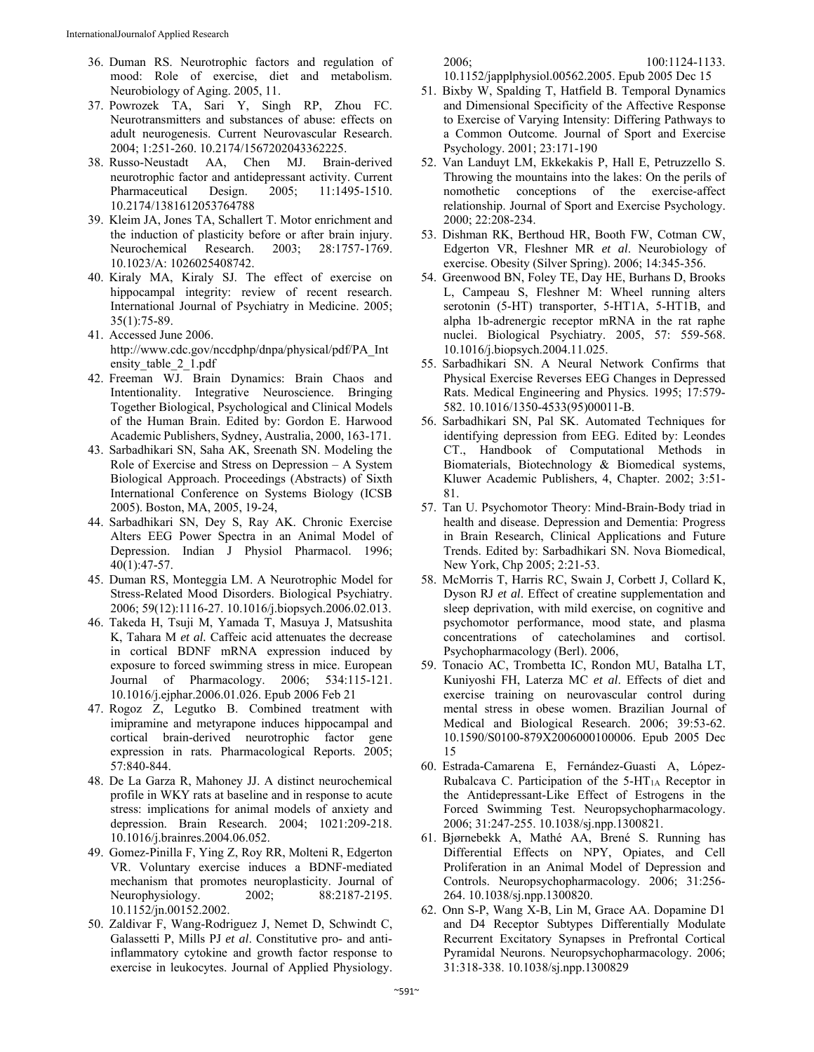36. Duman RS. Neurotrophic factors and regulation of mood: Role of exercise, diet and metabolism. Neurobiology of Aging. 2005, 11.
37. Powrozek TA, Sari Y, Singh RP, Zhou FC. Neurotransmitters and substances of abuse: effects on adult neurogenesis. Current Neurovascular Research. 2004; 1:251-260. 10.2174/1567202043362225.
38. Russo-Neustadt AA, Chen MJ. Brain-derived neurotrophic factor and antidepressant activity. Current Pharmaceutical Design. 2005; 11:1495-1510. 10.2174/1381612053764788
39. Kleim JA, Jones TA, Schallert T. Motor enrichment and the induction of plasticity before or after brain injury. Neurochemical Research. 2003; 28:1757-1769. 10.1023/A: 1026025408742.
40. Kiraly MA, Kiraly SJ. The effect of exercise on hippocampal integrity: review of recent research. International Journal of Psychiatry in Medicine. 2005; 35(1):75-89.
41. Accessed June 2006. http://www.cdc.gov/nccdphp/dnpa/physical/pdf/PA_Intensity_table_2_1.pdf
42. Freeman WJ. Brain Dynamics: Brain Chaos and Intentionality. Integrative Neuroscience. Bringing Together Biological, Psychological and Clinical Models of the Human Brain. Edited by: Gordon E. Harwood Academic Publishers, Sydney, Australia, 2000, 163-171.
43. Sarbadhikari SN, Saha AK, Sreenath SN. Modeling the Role of Exercise and Stress on Depression – A System Biological Approach. Proceedings (Abstracts) of Sixth International Conference on Systems Biology (ICSB 2005). Boston, MA, 2005, 19-24,
44. Sarbadhikari SN, Dey S, Ray AK. Chronic Exercise Alters EEG Power Spectra in an Animal Model of Depression. Indian J Physiol Pharmacol. 1996; 40(1):47-57.
45. Duman RS, Monteggia LM. A Neurotrophic Model for Stress-Related Mood Disorders. Biological Psychiatry. 2006; 59(12):1116-27. 10.1016/j.biopsych.2006.02.013.
46. Takeda H, Tsuji M, Yamada T, Masuya J, Matsushita K, Tahara M *et al.* Caffeic acid attenuates the decrease in cortical BDNF mRNA expression induced by exposure to forced swimming stress in mice. European Journal of Pharmacology. 2006; 534:115-121. 10.1016/j.ejphar.2006.01.026. Epub 2006 Feb 21
47. Rogoz Z, Legutko B. Combined treatment with imipramine and metyrapone induces hippocampal and cortical brain-derived neurotrophic factor gene expression in rats. Pharmacological Reports. 2005; 57:840-844.
48. De La Garza R, Mahoney JJ. A distinct neurochemical profile in WKY rats at baseline and in response to acute stress: implications for animal models of anxiety and depression. Brain Research. 2004; 1021:209-218. 10.1016/j.brainres.2004.06.052.
49. Gomez-Pinilla F, Ying Z, Roy RR, Molteni R, Edgerton VR. Voluntary exercise induces a BDNF-mediated mechanism that promotes neuroplasticity. Journal of Neurophysiology. 2002; 88:2187-2195. 10.1152/jn.00152.2002.
50. Zaldivar F, Wang-Rodriguez J, Nemet D, Schwindt C, Galassetti P, Mills PJ *et al*. Constitutive pro- and anti-inflammatory cytokine and growth factor response to exercise in leukocytes. Journal of Applied Physiology. 2006; 100:1124-1133. 10.1152/japplphysiol.00562.2005. Epub 2005 Dec 15
51. Bixby W, Spalding T, Hatfield B. Temporal Dynamics and Dimensional Specificity of the Affective Response to Exercise of Varying Intensity: Differing Pathways to a Common Outcome. Journal of Sport and Exercise Psychology. 2001; 23:171-190
52. Van Landuyt LM, Ekkekakis P, Hall E, Petruzzello S. Throwing the mountains into the lakes: On the perils of nomothetic conceptions of the exercise-affect relationship. Journal of Sport and Exercise Psychology. 2000; 22:208-234.
53. Dishman RK, Berthoud HR, Booth FW, Cotman CW, Edgerton VR, Fleshner MR *et al*. Neurobiology of exercise. Obesity (Silver Spring). 2006; 14:345-356.
54. Greenwood BN, Foley TE, Day HE, Burhans D, Brooks L, Campeau S, Fleshner M: Wheel running alters serotonin (5-HT) transporter, 5-HT1A, 5-HT1B, and alpha 1b-adrenergic receptor mRNA in the rat raphe nuclei. Biological Psychiatry. 2005, 57: 559-568. 10.1016/j.biopsych.2004.11.025.
55. Sarbadhikari SN. A Neural Network Confirms that Physical Exercise Reverses EEG Changes in Depressed Rats. Medical Engineering and Physics. 1995; 17:579-582. 10.1016/1350-4533(95)00011-B.
56. Sarbadhikari SN, Pal SK. Automated Techniques for identifying depression from EEG. Edited by: Leondes CT., Handbook of Computational Methods in Biomaterials, Biotechnology & Biomedical systems, Kluwer Academic Publishers, 4, Chapter. 2002; 3:51-81.
57. Tan U. Psychomotor Theory: Mind-Brain-Body triad in health and disease. Depression and Dementia: Progress in Brain Research, Clinical Applications and Future Trends. Edited by: Sarbadhikari SN. Nova Biomedical, New York, Chp 2005; 2:21-53.
58. McMorris T, Harris RC, Swain J, Corbett J, Collard K, Dyson RJ *et al*. Effect of creatine supplementation and sleep deprivation, with mild exercise, on cognitive and psychomotor performance, mood state, and plasma concentrations of catecholamines and cortisol. Psychopharmacology (Berl). 2006,
59. Tonacio AC, Trombetta IC, Rondon MU, Batalha LT, Kuniyoshi FH, Laterza MC *et al*. Effects of diet and exercise training on neurovascular control during mental stress in obese women. Brazilian Journal of Medical and Biological Research. 2006; 39:53-62. 10.1590/S0100-879X2006000100006. Epub 2005 Dec 15
60. Estrada-Camarena E, Fernández-Guasti A, López-Rubalcava C. Participation of the 5-$HT_{1A}$ Receptor in the Antidepressant-Like Effect of Estrogens in the Forced Swimming Test. Neuropsychopharmacology. 2006; 31:247-255. 10.1038/sj.npp.1300821.
61. Bjørnebekk A, Mathé AA, Brené S. Running has Differential Effects on NPY, Opiates, and Cell Proliferation in an Animal Model of Depression and Controls. Neuropsychopharmacology. 2006; 31:256-264. 10.1038/sj.npp.1300820.
62. Onn S-P, Wang X-B, Lin M, Grace AA. Dopamine D1 and D4 Receptor Subtypes Differentially Modulate Recurrent Excitatory Synapses in Prefrontal Cortical Pyramidal Neurons. Neuropsychopharmacology. 2006; 31:318-338. 10.1038/sj.npp.1300829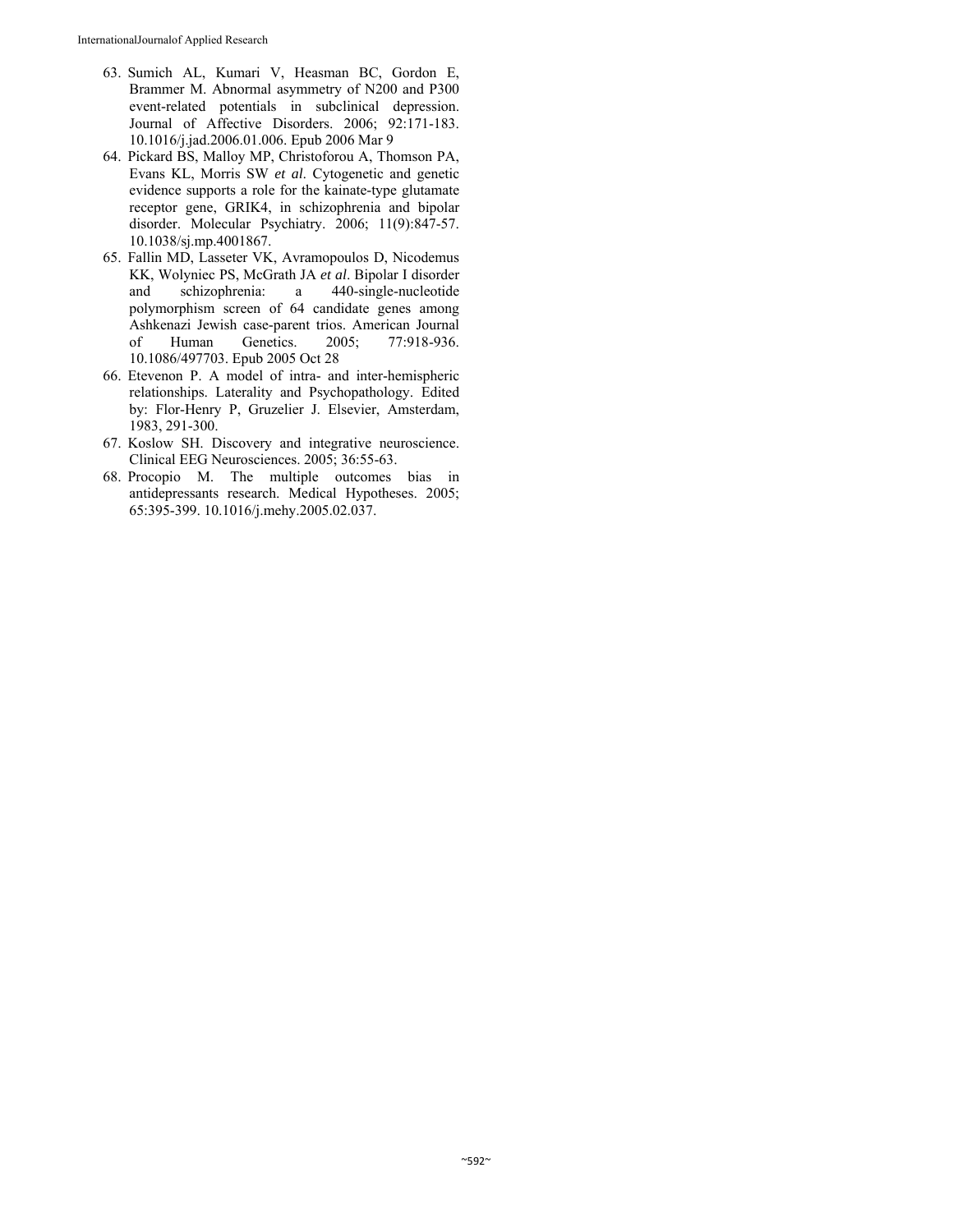63. Sumich AL, Kumari V, Heasman BC, Gordon E, Brammer M. Abnormal asymmetry of N200 and P300 event-related potentials in subclinical depression. Journal of Affective Disorders. 2006; 92:171-183. 10.1016/j.jad.2006.01.006. Epub 2006 Mar 9
64. Pickard BS, Malloy MP, Christoforou A, Thomson PA, Evans KL, Morris SW *et al.* Cytogenetic and genetic evidence supports a role for the kainate-type glutamate receptor gene, GRIK4, in schizophrenia and bipolar disorder. Molecular Psychiatry. 2006; 11(9):847-57. 10.1038/sj.mp.4001867.
65. Fallin MD, Lasseter VK, Avramopoulos D, Nicodemus KK, Wolyniec PS, McGrath JA *et al*. Bipolar I disorder and schizophrenia: a 440-single-nucleotide polymorphism screen of 64 candidate genes among Ashkenazi Jewish case-parent trios. American Journal of Human Genetics. 2005; 77:918-936. 10.1086/497703. Epub 2005 Oct 28
66. Etevenon P. A model of intra- and inter-hemispheric relationships. Laterality and Psychopathology. Edited by: Flor-Henry P, Gruzelier J. Elsevier, Amsterdam, 1983, 291-300.
67. Koslow SH. Discovery and integrative neuroscience. Clinical EEG Neurosciences. 2005; 36:55-63.
68. Procopio M. The multiple outcomes bias in antidepressants research. Medical Hypotheses. 2005; 65:395-399. 10.1016/j.mehy.2005.02.037.